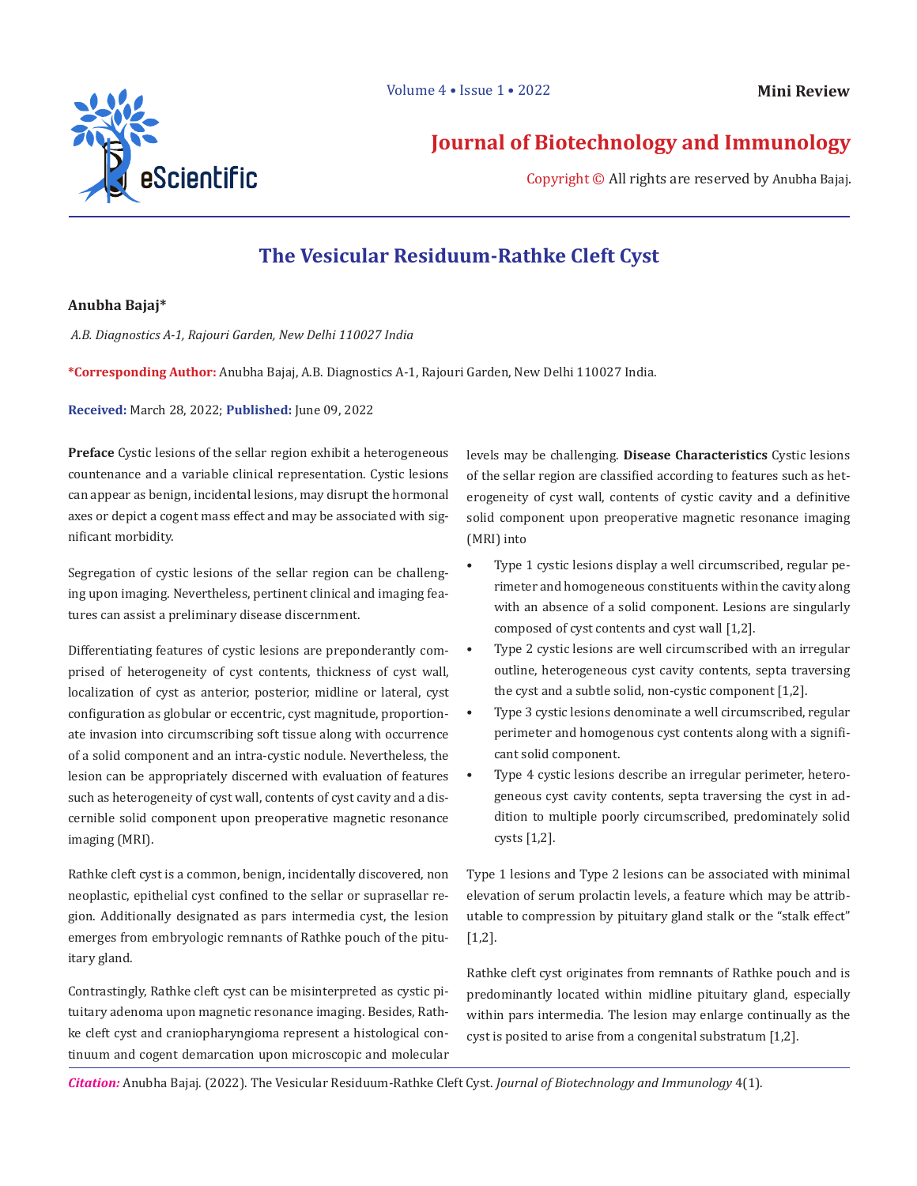Mini Review

# Journal of Biotechnology and Immunology

Copyright © All rights are reserved by Anubha Bajaj.

## The Vesicular Residuum-Rathke Cleft Cyst

**Anubha Bajaj***

*A.B. Diagnostics A-1, Rajouri Garden, New Delhi 110027 India*

***Corresponding Author:** Anubha Bajaj, A.B. Diagnostics A-1, Rajouri Garden, New Delhi 110027 India.

**Received:** March 28, 2022; **Published:** June 09, 2022

**Preface** Cystic lesions of the sellar region exhibit a heterogeneous countenance and a variable clinical representation. Cystic lesions can appear as benign, incidental lesions, may disrupt the hormonal axes or depict a cogent mass effect and may be associated with significant morbidity.

Segregation of cystic lesions of the sellar region can be challenging upon imaging. Nevertheless, pertinent clinical and imaging features can assist a preliminary disease discernment.

Differentiating features of cystic lesions are preponderantly comprised of heterogeneity of cyst contents, thickness of cyst wall, localization of cyst as anterior, posterior, midline or lateral, cyst configuration as globular or eccentric, cyst magnitude, proportionate invasion into circumscribing soft tissue along with occurrence of a solid component and an intra-cystic nodule. Nevertheless, the lesion can be appropriately discerned with evaluation of features such as heterogeneity of cyst wall, contents of cyst cavity and a discernible solid component upon preoperative magnetic resonance imaging (MRI).

Rathke cleft cyst is a common, benign, incidentally discovered, non neoplastic, epithelial cyst confined to the sellar or suprasellar region. Additionally designated as pars intermedia cyst, the lesion emerges from embryologic remnants of Rathke pouch of the pituitary gland.

Contrastingly, Rathke cleft cyst can be misinterpreted as cystic pituitary adenoma upon magnetic resonance imaging. Besides, Rathke cleft cyst and craniopharyngioma represent a histological continuum and cogent demarcation upon microscopic and molecular levels may be challenging. **Disease Characteristics** Cystic lesions of the sellar region are classified according to features such as heterogeneity of cyst wall, contents of cystic cavity and a definitive solid component upon preoperative magnetic resonance imaging (MRI) into

- Type 1 cystic lesions display a well circumscribed, regular perimeter and homogeneous constituents within the cavity along with an absence of a solid component. Lesions are singularly composed of cyst contents and cyst wall [1,2].
- Type 2 cystic lesions are well circumscribed with an irregular outline, heterogeneous cyst cavity contents, septa traversing the cyst and a subtle solid, non-cystic component [1,2].
- Type 3 cystic lesions denominate a well circumscribed, regular perimeter and homogenous cyst contents along with a significant solid component.
- Type 4 cystic lesions describe an irregular perimeter, heterogeneous cyst cavity contents, septa traversing the cyst in addition to multiple poorly circumscribed, predominately solid cysts [1,2].

Type 1 lesions and Type 2 lesions can be associated with minimal elevation of serum prolactin levels, a feature which may be attributable to compression by pituitary gland stalk or the "stalk effect" [1,2].

Rathke cleft cyst originates from remnants of Rathke pouch and is predominantly located within midline pituitary gland, especially within pars intermedia. The lesion may enlarge continually as the cyst is posited to arise from a congenital substratum [1,2].

***Citation:*** Anubha Bajaj. (2022). The Vesicular Residuum-Rathke Cleft Cyst. *Journal of Biotechnology and Immunology* 4(1).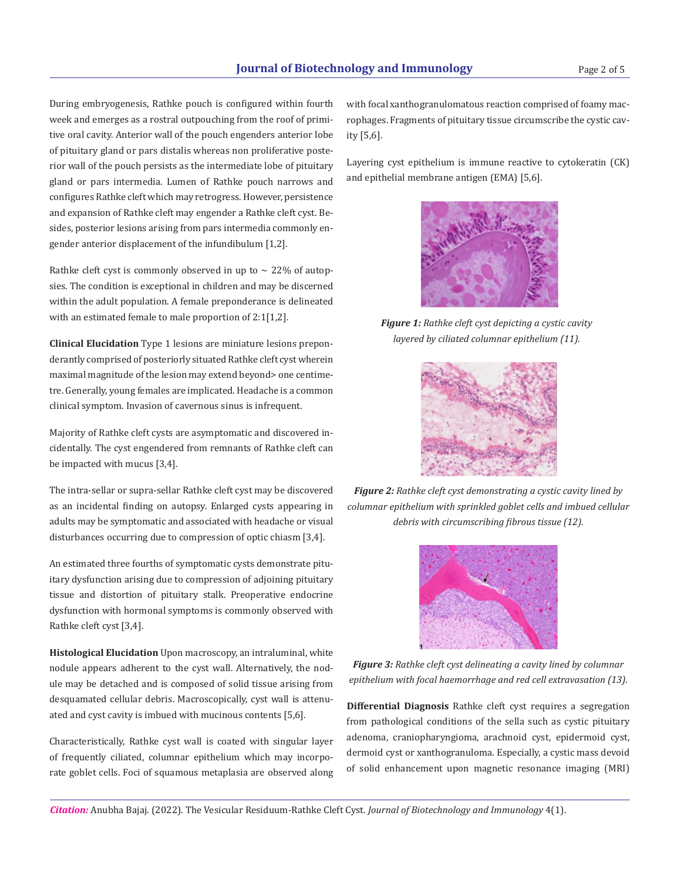During embryogenesis, Rathke pouch is configured within fourth week and emerges as a rostral outpouching from the roof of primitive oral cavity. Anterior wall of the pouch engenders anterior lobe of pituitary gland or pars distalis whereas non proliferative posterior wall of the pouch persists as the intermediate lobe of pituitary gland or pars intermedia. Lumen of Rathke pouch narrows and configures Rathke cleft which may retrogress. However, persistence and expansion of Rathke cleft may engender a Rathke cleft cyst. Besides, posterior lesions arising from pars intermedia commonly engender anterior displacement of the infundibulum [1,2].

Rathke cleft cyst is commonly observed in up to ~ 22% of autopsies. The condition is exceptional in children and may be discerned within the adult population. A female preponderance is delineated with an estimated female to male proportion of 2:1[1,2].

**Clinical Elucidation** Type 1 lesions are miniature lesions preponderantly comprised of posteriorly situated Rathke cleft cyst wherein maximal magnitude of the lesion may extend beyond> one centimetre. Generally, young females are implicated. Headache is a common clinical symptom. Invasion of cavernous sinus is infrequent.

Majority of Rathke cleft cysts are asymptomatic and discovered incidentally. The cyst engendered from remnants of Rathke cleft can be impacted with mucus [3,4].

The intra-sellar or supra-sellar Rathke cleft cyst may be discovered as an incidental finding on autopsy. Enlarged cysts appearing in adults may be symptomatic and associated with headache or visual disturbances occurring due to compression of optic chiasm [3,4].

An estimated three fourths of symptomatic cysts demonstrate pituitary dysfunction arising due to compression of adjoining pituitary tissue and distortion of pituitary stalk. Preoperative endocrine dysfunction with hormonal symptoms is commonly observed with Rathke cleft cyst [3,4].

**Histological Elucidation** Upon macroscopy, an intraluminal, white nodule appears adherent to the cyst wall. Alternatively, the nodule may be detached and is composed of solid tissue arising from desquamated cellular debris. Macroscopically, cyst wall is attenuated and cyst cavity is imbued with mucinous contents [5,6].

Characteristically, Rathke cyst wall is coated with singular layer of frequently ciliated, columnar epithelium which may incorporate goblet cells. Foci of squamous metaplasia are observed along with focal xanthogranulomatous reaction comprised of foamy macrophages. Fragments of pituitary tissue circumscribe the cystic cavity [5,6].

Layering cyst epithelium is immune reactive to cytokeratin (CK) and epithelial membrane antigen (EMA) [5,6].

***Figure 1:*** *Rathke cleft cyst depicting a cystic cavity layered by ciliated columnar epithelium (11).*

***Figure 2:*** *Rathke cleft cyst demonstrating a cystic cavity lined by columnar epithelium with sprinkled goblet cells and imbued cellular debris with circumscribing fibrous tissue (12).*

***Figure 3:*** *Rathke cleft cyst delineating a cavity lined by columnar epithelium with focal haemorrhage and red cell extravasation (13).*

**Differential Diagnosis** Rathke cleft cyst requires a segregation from pathological conditions of the sella such as cystic pituitary adenoma, craniopharyngioma, arachnoid cyst, epidermoid cyst, dermoid cyst or xanthogranuloma. Especially, a cystic mass devoid of solid enhancement upon magnetic resonance imaging (MRI)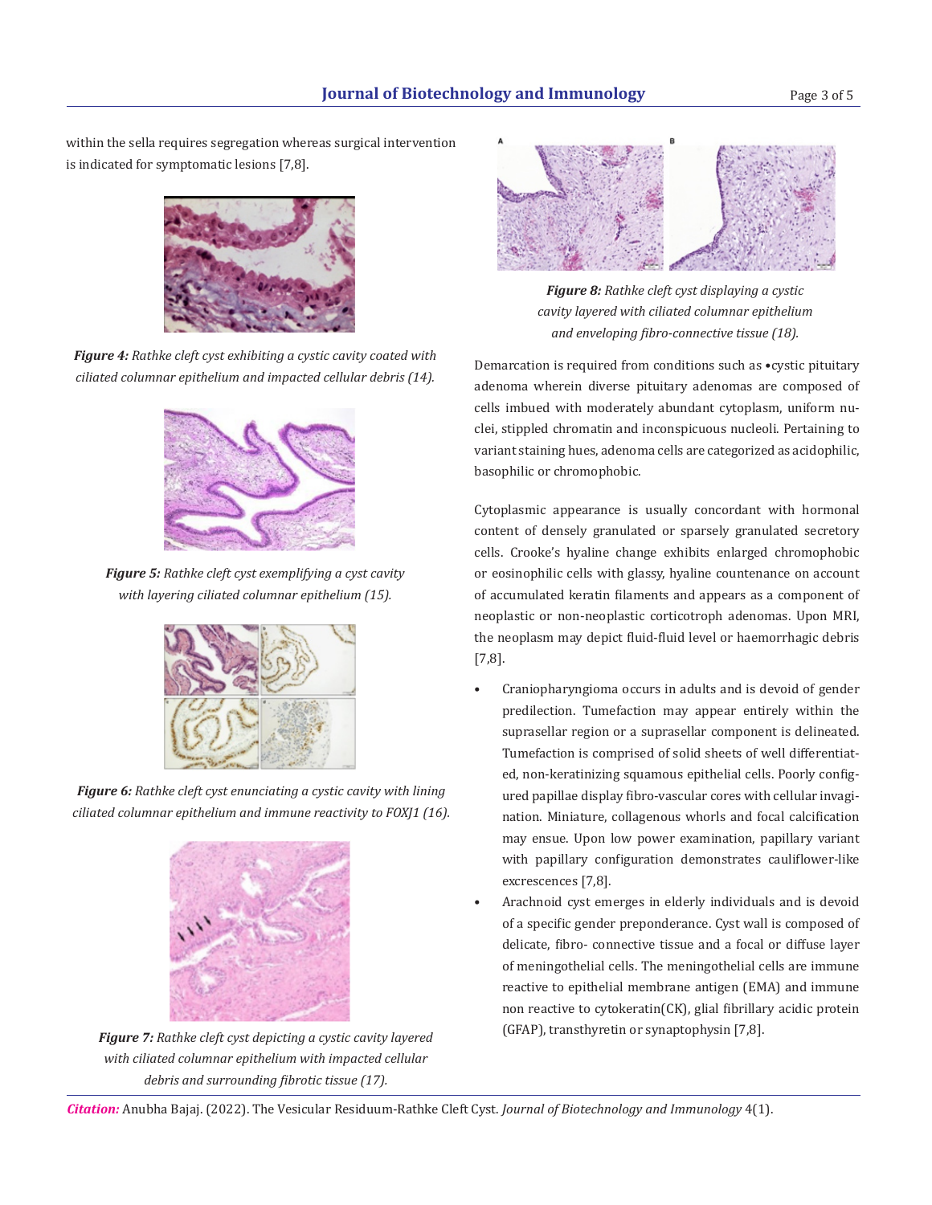within the sella requires segregation whereas surgical intervention is indicated for symptomatic lesions [7,8].

***Figure 4:*** *Rathke cleft cyst exhibiting a cystic cavity coated with ciliated columnar epithelium and impacted cellular debris (14).*

***Figure 5:*** *Rathke cleft cyst exemplifying a cyst cavity with layering ciliated columnar epithelium (15).*

***Figure 6:*** *Rathke cleft cyst enunciating a cystic cavity with lining ciliated columnar epithelium and immune reactivity to FOXJ1 (16).*

***Figure 7:*** *Rathke cleft cyst depicting a cystic cavity layered with ciliated columnar epithelium with impacted cellular debris and surrounding fibrotic tissue (17).*

***Figure 8:*** *Rathke cleft cyst displaying a cystic cavity layered with ciliated columnar epithelium and enveloping fibro-connective tissue (18).*

Demarcation is required from conditions such as •cystic pituitary adenoma wherein diverse pituitary adenomas are composed of cells imbued with moderately abundant cytoplasm, uniform nuclei, stippled chromatin and inconspicuous nucleoli. Pertaining to variant staining hues, adenoma cells are categorized as acidophilic, basophilic or chromophobic.

Cytoplasmic appearance is usually concordant with hormonal content of densely granulated or sparsely granulated secretory cells. Crooke's hyaline change exhibits enlarged chromophobic or eosinophilic cells with glassy, hyaline countenance on account of accumulated keratin filaments and appears as a component of neoplastic or non-neoplastic corticotroph adenomas. Upon MRI, the neoplasm may depict fluid-fluid level or haemorrhagic debris [7,8].

- Craniopharyngioma occurs in adults and is devoid of gender predilection. Tumefaction may appear entirely within the suprasellar region or a suprasellar component is delineated. Tumefaction is comprised of solid sheets of well differentiated, non-keratinizing squamous epithelial cells. Poorly configured papillae display fibro-vascular cores with cellular invagination. Miniature, collagenous whorls and focal calcification may ensue. Upon low power examination, papillary variant with papillary configuration demonstrates cauliflower-like excrescences [7,8].
- Arachnoid cyst emerges in elderly individuals and is devoid of a specific gender preponderance. Cyst wall is composed of delicate, fibro- connective tissue and a focal or diffuse layer of meningothelial cells. The meningothelial cells are immune reactive to epithelial membrane antigen (EMA) and immune non reactive to cytokeratin(CK), glial fibrillary acidic protein (GFAP), transthyretin or synaptophysin [7,8].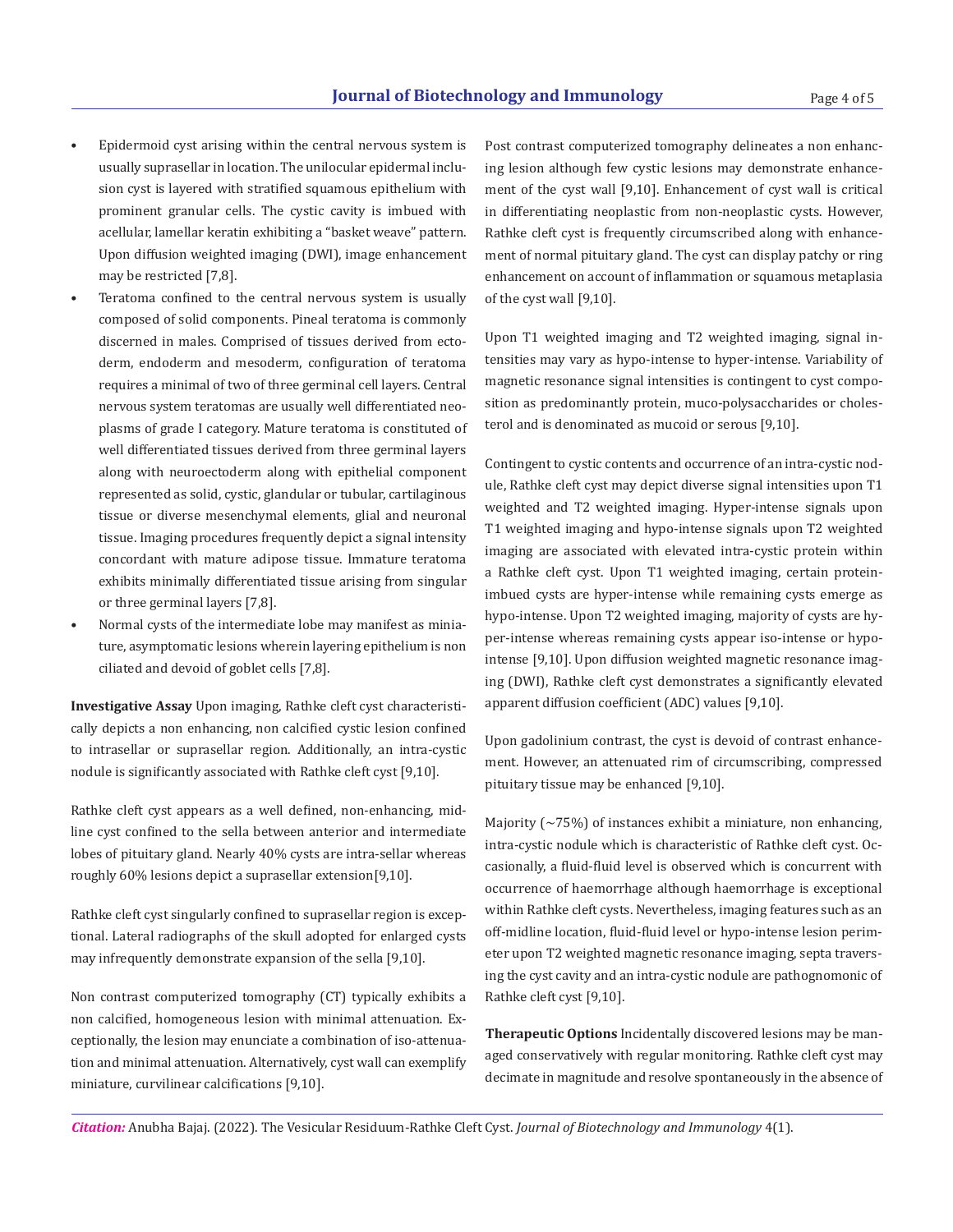- Epidermoid cyst arising within the central nervous system is usually suprasellar in location. The unilocular epidermal inclusion cyst is layered with stratified squamous epithelium with prominent granular cells. The cystic cavity is imbued with acellular, lamellar keratin exhibiting a "basket weave" pattern. Upon diffusion weighted imaging (DWI), image enhancement may be restricted [7,8].
- Teratoma confined to the central nervous system is usually composed of solid components. Pineal teratoma is commonly discerned in males. Comprised of tissues derived from ectoderm, endoderm and mesoderm, configuration of teratoma requires a minimal of two of three germinal cell layers. Central nervous system teratomas are usually well differentiated neoplasms of grade I category. Mature teratoma is constituted of well differentiated tissues derived from three germinal layers along with neuroectoderm along with epithelial component represented as solid, cystic, glandular or tubular, cartilaginous tissue or diverse mesenchymal elements, glial and neuronal tissue. Imaging procedures frequently depict a signal intensity concordant with mature adipose tissue. Immature teratoma exhibits minimally differentiated tissue arising from singular or three germinal layers [7,8].
- Normal cysts of the intermediate lobe may manifest as miniature, asymptomatic lesions wherein layering epithelium is non ciliated and devoid of goblet cells [7,8].

**Investigative Assay** Upon imaging, Rathke cleft cyst characteristically depicts a non enhancing, non calcified cystic lesion confined to intrasellar or suprasellar region. Additionally, an intra-cystic nodule is significantly associated with Rathke cleft cyst [9,10].

Rathke cleft cyst appears as a well defined, non-enhancing, midline cyst confined to the sella between anterior and intermediate lobes of pituitary gland. Nearly 40% cysts are intra-sellar whereas roughly 60% lesions depict a suprasellar extension[9,10].

Rathke cleft cyst singularly confined to suprasellar region is exceptional. Lateral radiographs of the skull adopted for enlarged cysts may infrequently demonstrate expansion of the sella [9,10].

Non contrast computerized tomography (CT) typically exhibits a non calcified, homogeneous lesion with minimal attenuation. Exceptionally, the lesion may enunciate a combination of iso-attenuation and minimal attenuation. Alternatively, cyst wall can exemplify miniature, curvilinear calcifications [9,10].

Post contrast computerized tomography delineates a non enhancing lesion although few cystic lesions may demonstrate enhancement of the cyst wall [9,10]. Enhancement of cyst wall is critical in differentiating neoplastic from non-neoplastic cysts. However, Rathke cleft cyst is frequently circumscribed along with enhancement of normal pituitary gland. The cyst can display patchy or ring enhancement on account of inflammation or squamous metaplasia of the cyst wall [9,10].

Upon T1 weighted imaging and T2 weighted imaging, signal intensities may vary as hypo-intense to hyper-intense. Variability of magnetic resonance signal intensities is contingent to cyst composition as predominantly protein, muco-polysaccharides or cholesterol and is denominated as mucoid or serous [9,10].

Contingent to cystic contents and occurrence of an intra-cystic nodule, Rathke cleft cyst may depict diverse signal intensities upon T1 weighted and T2 weighted imaging. Hyper-intense signals upon T1 weighted imaging and hypo-intense signals upon T2 weighted imaging are associated with elevated intra-cystic protein within a Rathke cleft cyst. Upon T1 weighted imaging, certain protein-imbued cysts are hyper-intense while remaining cysts emerge as hypo-intense. Upon T2 weighted imaging, majority of cysts are hyper-intense whereas remaining cysts appear iso-intense or hypo-intense [9,10]. Upon diffusion weighted magnetic resonance imaging (DWI), Rathke cleft cyst demonstrates a significantly elevated apparent diffusion coefficient (ADC) values [9,10].

Upon gadolinium contrast, the cyst is devoid of contrast enhancement. However, an attenuated rim of circumscribing, compressed pituitary tissue may be enhanced [9,10].

Majority (~75%) of instances exhibit a miniature, non enhancing, intra-cystic nodule which is characteristic of Rathke cleft cyst. Occasionally, a fluid-fluid level is observed which is concurrent with occurrence of haemorrhage although haemorrhage is exceptional within Rathke cleft cysts. Nevertheless, imaging features such as an off-midline location, fluid-fluid level or hypo-intense lesion perimeter upon T2 weighted magnetic resonance imaging, septa traversing the cyst cavity and an intra-cystic nodule are pathognomonic of Rathke cleft cyst [9,10].

**Therapeutic Options** Incidentally discovered lesions may be managed conservatively with regular monitoring. Rathke cleft cyst may decimate in magnitude and resolve spontaneously in the absence of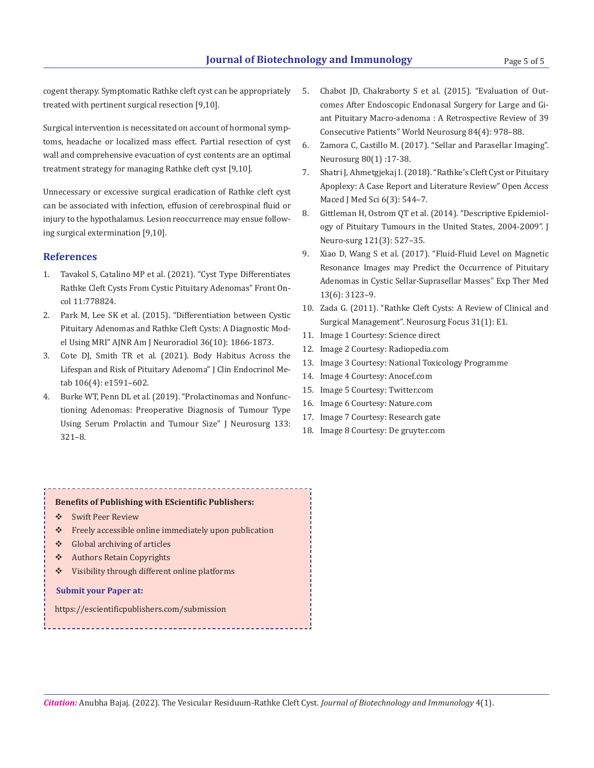cogent therapy. Symptomatic Rathke cleft cyst can be appropriately treated with pertinent surgical resection [9,10].

Surgical intervention is necessitated on account of hormonal symptoms, headache or localized mass effect. Partial resection of cyst wall and comprehensive evacuation of cyst contents are an optimal treatment strategy for managing Rathke cleft cyst [9,10].

Unnecessary or excessive surgical eradication of Rathke cleft cyst can be associated with infection, effusion of cerebrospinal fluid or injury to the hypothalamus. Lesion reoccurrence may ensue following surgical extermination [9,10].

## References

1. Tavakol S, Catalino MP et al. (2021). "Cyst Type Differentiates Rathke Cleft Cysts From Cystic Pituitary Adenomas" Front Oncol 11:778824.
2. Park M, Lee SK et al. (2015). "Differentiation between Cystic Pituitary Adenomas and Rathke Cleft Cysts: A Diagnostic Model Using MRI" AJNR Am J Neuroradiol 36(10): 1866-1873.
3. Cote DJ, Smith TR et al. (2021). Body Habitus Across the Lifespan and Risk of Pituitary Adenoma" J Clin Endocrinol Metab 106(4): e1591–602.
4. Burke WT, Penn DL et al. (2019). "Prolactinomas and Nonfunctioning Adenomas: Preoperative Diagnosis of Tumour Type Using Serum Prolactin and Tumour Size" J Neurosurg 133: 321–8.
5. Chabot JD, Chakraborty S et al. (2015). "Evaluation of Outcomes After Endoscopic Endonasal Surgery for Large and Giant Pituitary Macro-adenoma : A Retrospective Review of 39 Consecutive Patients" World Neurosurg 84(4): 978–88.
6. Zamora C, Castillo M. (2017). "Sellar and Parasellar Imaging". Neurosurg 80(1) :17-38.
7. Shatri J, Ahmetgjekaj I. (2018). "Rathke's Cleft Cyst or Pituitary Apoplexy: A Case Report and Literature Review" Open Access Maced J Med Sci 6(3): 544–7.
8. Gittleman H, Ostrom QT et al. (2014). "Descriptive Epidemiology of Pituitary Tumours in the United States, 2004-2009". J Neuro-surg 121(3): 527–35.
9. Xiao D, Wang S et al. (2017). "Fluid-Fluid Level on Magnetic Resonance Images may Predict the Occurrence of Pituitary Adenomas in Cystic Sellar-Suprasellar Masses" Exp Ther Med 13(6): 3123–9.
10. Zada G. (2011). "Rathke Cleft Cysts: A Review of Clinical and Surgical Management". Neurosurg Focus 31(1): E1.
11. Image 1 Courtesy: Science direct
12. Image 2 Courtesy: Radiopedia.com
13. Image 3 Courtesy: National Toxicology Programme
14. Image 4 Courtesy: Anocef.com
15. Image 5 Courtesy: Twitter.com
16. Image 6 Courtesy: Nature.com
17. Image 7 Courtesy: Research gate
18. Image 8 Courtesy: De gruyter.com

**Benefits of Publishing with EScientific Publishers:**

- Swift Peer Review
- Freely accessible online immediately upon publication
- Global archiving of articles
- Authors Retain Copyrights
- Visibility through different online platforms

**Submit your Paper at:**

https://escientificpublishers.com/submission

***Citation:*** Anubha Bajaj. (2022). The Vesicular Residuum-Rathke Cleft Cyst. *Journal of Biotechnology and Immunology* 4(1).